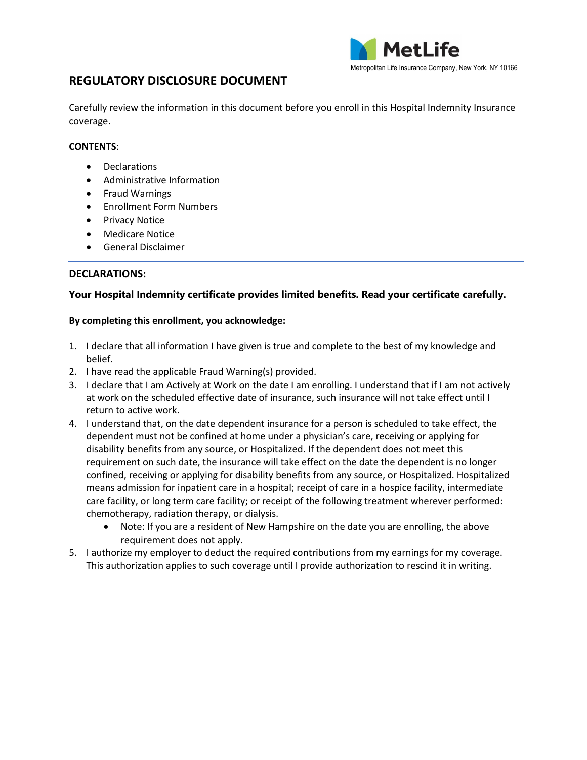MetLife

Metropolitan Life Insurance Company, New York, NY 10166

# REGULATORY DISCLOSURE DOCUMENT

Carefully review the information in this document before you enroll in this Hospital Indemnity Insurance coverage.

**CONTENTS**:

- Declarations
- Administrative Information
- Fraud Warnings
- Enrollment Form Numbers
- Privacy Notice
- Medicare Notice
- General Disclaimer

---

## DECLARATIONS:

**Your Hospital Indemnity certificate provides limited benefits. Read your certificate carefully.**

**By completing this enrollment, you acknowledge:**

1. I declare that all information I have given is true and complete to the best of my knowledge and belief.
2. I have read the applicable Fraud Warning(s) provided.
3. I declare that I am Actively at Work on the date I am enrolling. I understand that if I am not actively at work on the scheduled effective date of insurance, such insurance will not take effect until I return to active work.
4. I understand that, on the date dependent insurance for a person is scheduled to take effect, the dependent must not be confined at home under a physician's care, receiving or applying for disability benefits from any source, or Hospitalized. If the dependent does not meet this requirement on such date, the insurance will take effect on the date the dependent is no longer confined, receiving or applying for disability benefits from any source, or Hospitalized. Hospitalized means admission for inpatient care in a hospital; receipt of care in a hospice facility, intermediate care facility, or long term care facility; or receipt of the following treatment wherever performed: chemotherapy, radiation therapy, or dialysis.
   - Note: If you are a resident of New Hampshire on the date you are enrolling, the above requirement does not apply.
5. I authorize my employer to deduct the required contributions from my earnings for my coverage. This authorization applies to such coverage until I provide authorization to rescind it in writing.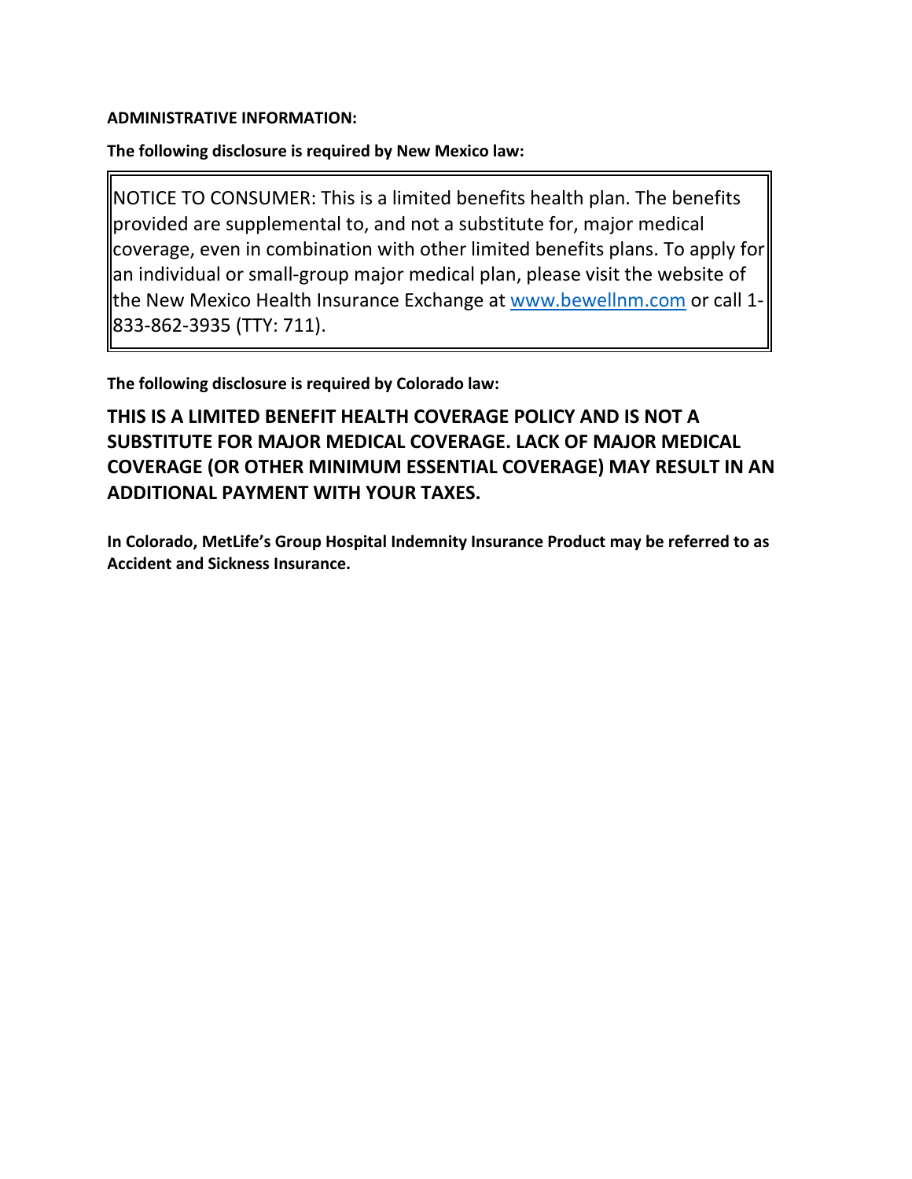**ADMINISTRATIVE INFORMATION:**

**The following disclosure is required by New Mexico law:**

> NOTICE TO CONSUMER: This is a limited benefits health plan. The benefits provided are supplemental to, and not a substitute for, major medical coverage, even in combination with other limited benefits plans. To apply for an individual or small-group major medical plan, please visit the website of the New Mexico Health Insurance Exchange at [www.bewellnm.com](http://www.bewellnm.com) or call 1-833-862-3935 (TTY: 711).

**The following disclosure is required by Colorado law:**

**THIS IS A LIMITED BENEFIT HEALTH COVERAGE POLICY AND IS NOT A SUBSTITUTE FOR MAJOR MEDICAL COVERAGE. LACK OF MAJOR MEDICAL COVERAGE (OR OTHER MINIMUM ESSENTIAL COVERAGE) MAY RESULT IN AN ADDITIONAL PAYMENT WITH YOUR TAXES.**

**In Colorado, MetLife's Group Hospital Indemnity Insurance Product may be referred to as Accident and Sickness Insurance.**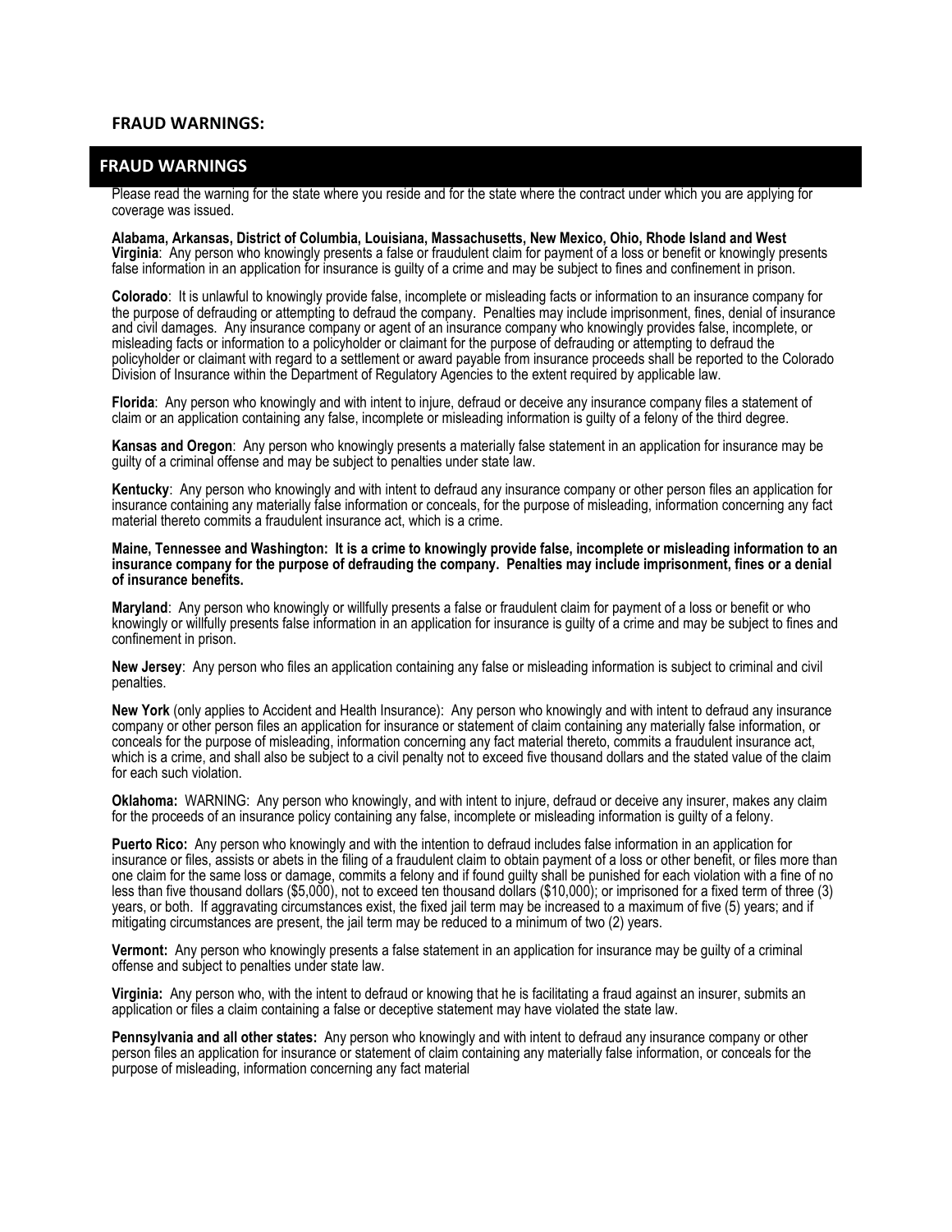**FRAUD WARNINGS:**

## FRAUD WARNINGS

Please read the warning for the state where you reside and for the state where the contract under which you are applying for coverage was issued.

**Alabama, Arkansas, District of Columbia, Louisiana, Massachusetts, New Mexico, Ohio, Rhode Island and West Virginia**: Any person who knowingly presents a false or fraudulent claim for payment of a loss or benefit or knowingly presents false information in an application for insurance is guilty of a crime and may be subject to fines and confinement in prison.

**Colorado**: It is unlawful to knowingly provide false, incomplete or misleading facts or information to an insurance company for the purpose of defrauding or attempting to defraud the company. Penalties may include imprisonment, fines, denial of insurance and civil damages. Any insurance company or agent of an insurance company who knowingly provides false, incomplete, or misleading facts or information to a policyholder or claimant for the purpose of defrauding or attempting to defraud the policyholder or claimant with regard to a settlement or award payable from insurance proceeds shall be reported to the Colorado Division of Insurance within the Department of Regulatory Agencies to the extent required by applicable law.

**Florida**: Any person who knowingly and with intent to injure, defraud or deceive any insurance company files a statement of claim or an application containing any false, incomplete or misleading information is guilty of a felony of the third degree.

**Kansas and Oregon**: Any person who knowingly presents a materially false statement in an application for insurance may be guilty of a criminal offense and may be subject to penalties under state law.

**Kentucky**: Any person who knowingly and with intent to defraud any insurance company or other person files an application for insurance containing any materially false information or conceals, for the purpose of misleading, information concerning any fact material thereto commits a fraudulent insurance act, which is a crime.

**Maine, Tennessee and Washington: It is a crime to knowingly provide false, incomplete or misleading information to an insurance company for the purpose of defrauding the company. Penalties may include imprisonment, fines or a denial of insurance benefits.**

**Maryland**: Any person who knowingly or willfully presents a false or fraudulent claim for payment of a loss or benefit or who knowingly or willfully presents false information in an application for insurance is guilty of a crime and may be subject to fines and confinement in prison.

**New Jersey**: Any person who files an application containing any false or misleading information is subject to criminal and civil penalties.

**New York** (only applies to Accident and Health Insurance): Any person who knowingly and with intent to defraud any insurance company or other person files an application for insurance or statement of claim containing any materially false information, or conceals for the purpose of misleading, information concerning any fact material thereto, commits a fraudulent insurance act, which is a crime, and shall also be subject to a civil penalty not to exceed five thousand dollars and the stated value of the claim for each such violation.

**Oklahoma:** WARNING: Any person who knowingly, and with intent to injure, defraud or deceive any insurer, makes any claim for the proceeds of an insurance policy containing any false, incomplete or misleading information is guilty of a felony.

**Puerto Rico:** Any person who knowingly and with the intention to defraud includes false information in an application for insurance or files, assists or abets in the filing of a fraudulent claim to obtain payment of a loss or other benefit, or files more than one claim for the same loss or damage, commits a felony and if found guilty shall be punished for each violation with a fine of no less than five thousand dollars ($5,000), not to exceed ten thousand dollars ($10,000); or imprisoned for a fixed term of three (3) years, or both. If aggravating circumstances exist, the fixed jail term may be increased to a maximum of five (5) years; and if mitigating circumstances are present, the jail term may be reduced to a minimum of two (2) years.

**Vermont:** Any person who knowingly presents a false statement in an application for insurance may be guilty of a criminal offense and subject to penalties under state law.

**Virginia:** Any person who, with the intent to defraud or knowing that he is facilitating a fraud against an insurer, submits an application or files a claim containing a false or deceptive statement may have violated the state law.

**Pennsylvania and all other states:** Any person who knowingly and with intent to defraud any insurance company or other person files an application for insurance or statement of claim containing any materially false information, or conceals for the purpose of misleading, information concerning any fact material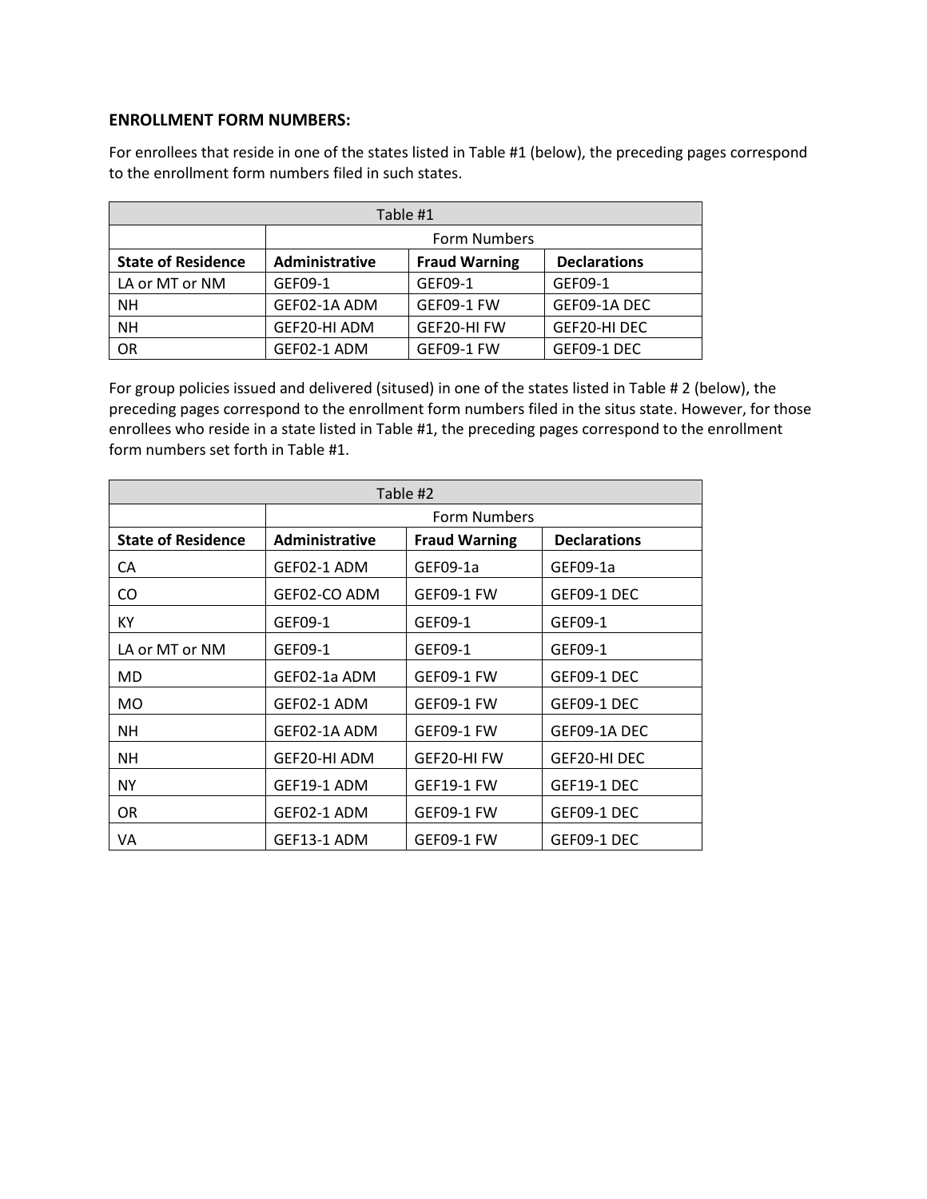**ENROLLMENT FORM NUMBERS:**

For enrollees that reside in one of the states listed in Table #1 (below), the preceding pages correspond to the enrollment form numbers filed in such states.

| Table #1 | | | |
|---|---|---|---|
| | Form Numbers | | |
| **State of Residence** | **Administrative** | **Fraud Warning** | **Declarations** |
| LA or MT or NM | GEF09-1 | GEF09-1 | GEF09-1 |
| NH | GEF02-1A ADM | GEF09-1 FW | GEF09-1A DEC |
| NH | GEF20-HI ADM | GEF20-HI FW | GEF20-HI DEC |
| OR | GEF02-1 ADM | GEF09-1 FW | GEF09-1 DEC |

For group policies issued and delivered (sitused) in one of the states listed in Table # 2 (below), the preceding pages correspond to the enrollment form numbers filed in the situs state. However, for those enrollees who reside in a state listed in Table #1, the preceding pages correspond to the enrollment form numbers set forth in Table #1.

| Table #2 | | | |
|---|---|---|---|
| | Form Numbers | | |
| **State of Residence** | **Administrative** | **Fraud Warning** | **Declarations** |
| CA | GEF02-1 ADM | GEF09-1a | GEF09-1a |
| CO | GEF02-CO ADM | GEF09-1 FW | GEF09-1 DEC |
| KY | GEF09-1 | GEF09-1 | GEF09-1 |
| LA or MT or NM | GEF09-1 | GEF09-1 | GEF09-1 |
| MD | GEF02-1a ADM | GEF09-1 FW | GEF09-1 DEC |
| MO | GEF02-1 ADM | GEF09-1 FW | GEF09-1 DEC |
| NH | GEF02-1A ADM | GEF09-1 FW | GEF09-1A DEC |
| NH | GEF20-HI ADM | GEF20-HI FW | GEF20-HI DEC |
| NY | GEF19-1 ADM | GEF19-1 FW | GEF19-1 DEC |
| OR | GEF02-1 ADM | GEF09-1 FW | GEF09-1 DEC |
| VA | GEF13-1 ADM | GEF09-1 FW | GEF09-1 DEC |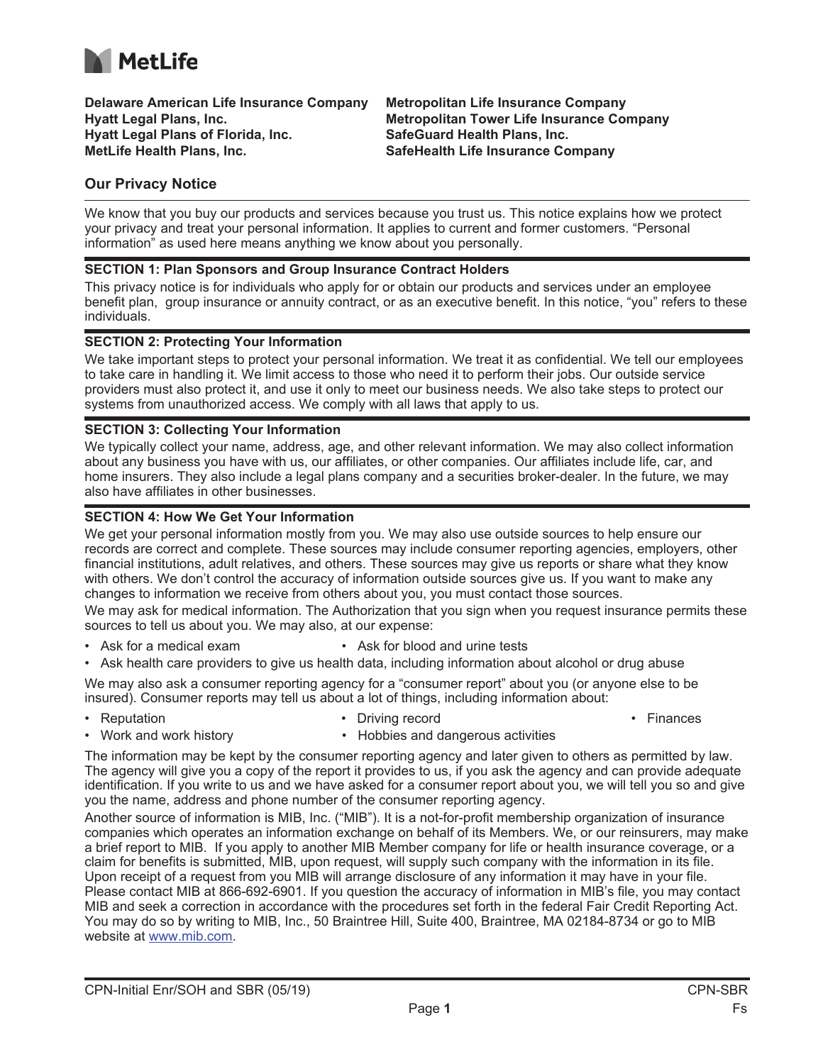**MetLife**

**Delaware American Life Insurance Company**
**Hyatt Legal Plans, Inc.**
**Hyatt Legal Plans of Florida, Inc.**
**MetLife Health Plans, Inc.**
**Metropolitan Life Insurance Company**
**Metropolitan Tower Life Insurance Company**
**SafeGuard Health Plans, Inc.**
**SafeHealth Life Insurance Company**

## Our Privacy Notice

We know that you buy our products and services because you trust us. This notice explains how we protect your privacy and treat your personal information. It applies to current and former customers. "Personal information" as used here means anything we know about you personally.

### SECTION 1: Plan Sponsors and Group Insurance Contract Holders

This privacy notice is for individuals who apply for or obtain our products and services under an employee benefit plan, group insurance or annuity contract, or as an executive benefit. In this notice, "you" refers to these individuals.

### SECTION 2: Protecting Your Information

We take important steps to protect your personal information. We treat it as confidential. We tell our employees to take care in handling it. We limit access to those who need it to perform their jobs. Our outside service providers must also protect it, and use it only to meet our business needs. We also take steps to protect our systems from unauthorized access. We comply with all laws that apply to us.

### SECTION 3: Collecting Your Information

We typically collect your name, address, age, and other relevant information. We may also collect information about any business you have with us, our affiliates, or other companies. Our affiliates include life, car, and home insurers. They also include a legal plans company and a securities broker-dealer. In the future, we may also have affiliates in other businesses.

### SECTION 4: How We Get Your Information

We get your personal information mostly from you. We may also use outside sources to help ensure our records are correct and complete. These sources may include consumer reporting agencies, employers, other financial institutions, adult relatives, and others. These sources may give us reports or share what they know with others. We don't control the accuracy of information outside sources give us. If you want to make any changes to information we receive from others about you, you must contact those sources.

We may ask for medical information. The Authorization that you sign when you request insurance permits these sources to tell us about you. We may also, at our expense:

- Ask for a medical exam
- Ask for blood and urine tests
- Ask health care providers to give us health data, including information about alcohol or drug abuse

We may also ask a consumer reporting agency for a "consumer report" about you (or anyone else to be insured). Consumer reports may tell us about a lot of things, including information about:

- Reputation
- Driving record
- Finances
- Work and work history
- Hobbies and dangerous activities

The information may be kept by the consumer reporting agency and later given to others as permitted by law. The agency will give you a copy of the report it provides to us, if you ask the agency and can provide adequate identification. If you write to us and we have asked for a consumer report about you, we will tell you so and give you the name, address and phone number of the consumer reporting agency.

Another source of information is MIB, Inc. ("MIB"). It is a not-for-profit membership organization of insurance companies which operates an information exchange on behalf of its Members. We, or our reinsurers, may make a brief report to MIB. If you apply to another MIB Member company for life or health insurance coverage, or a claim for benefits is submitted, MIB, upon request, will supply such company with the information in its file. Upon receipt of a request from you MIB will arrange disclosure of any information it may have in your file. Please contact MIB at 866-692-6901. If you question the accuracy of information in MIB's file, you may contact MIB and seek a correction in accordance with the procedures set forth in the federal Fair Credit Reporting Act. You may do so by writing to MIB, Inc., 50 Braintree Hill, Suite 400, Braintree, MA 02184-8734 or go to MIB website at www.mib.com.

CPN-Initial Enr/SOH and SBR (05/19) CPN-SBR Fs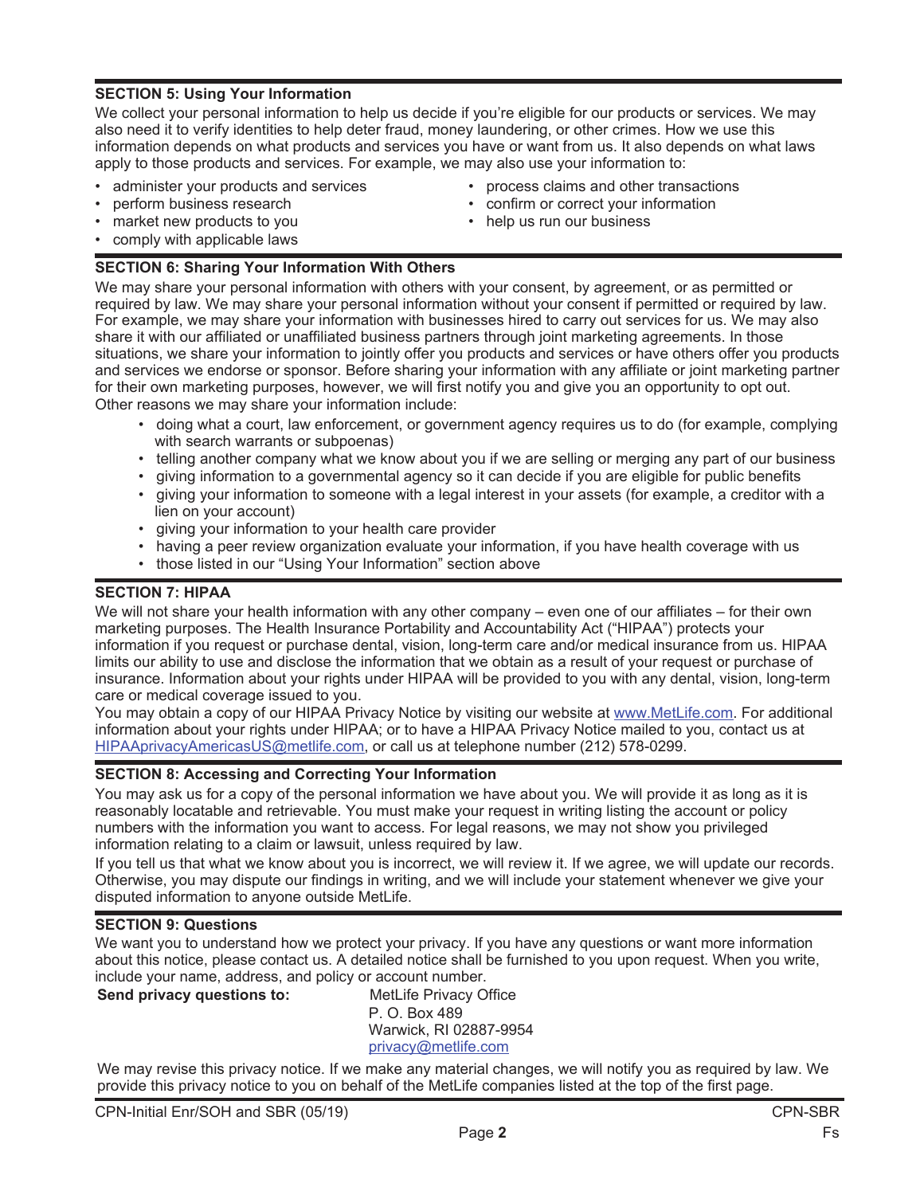## SECTION 5: Using Your Information

We collect your personal information to help us decide if you're eligible for our products or services. We may also need it to verify identities to help deter fraud, money laundering, or other crimes. How we use this information depends on what products and services you have or want from us. It also depends on what laws apply to those products and services. For example, we may also use your information to:

- administer your products and services
- perform business research
- market new products to you
- comply with applicable laws
- process claims and other transactions
- confirm or correct your information
- help us run our business

## SECTION 6: Sharing Your Information With Others

We may share your personal information with others with your consent, by agreement, or as permitted or required by law. We may share your personal information without your consent if permitted or required by law. For example, we may share your information with businesses hired to carry out services for us. We may also share it with our affiliated or unaffiliated business partners through joint marketing agreements. In those situations, we share your information to jointly offer you products and services or have others offer you products and services we endorse or sponsor. Before sharing your information with any affiliate or joint marketing partner for their own marketing purposes, however, we will first notify you and give you an opportunity to opt out.

Other reasons we may share your information include:

- doing what a court, law enforcement, or government agency requires us to do (for example, complying with search warrants or subpoenas)
- telling another company what we know about you if we are selling or merging any part of our business
- giving information to a governmental agency so it can decide if you are eligible for public benefits
- giving your information to someone with a legal interest in your assets (for example, a creditor with a lien on your account)
- giving your information to your health care provider
- having a peer review organization evaluate your information, if you have health coverage with us
- those listed in our "Using Your Information" section above

## SECTION 7: HIPAA

We will not share your health information with any other company – even one of our affiliates – for their own marketing purposes. The Health Insurance Portability and Accountability Act ("HIPAA") protects your information if you request or purchase dental, vision, long-term care and/or medical insurance from us. HIPAA limits our ability to use and disclose the information that we obtain as a result of your request or purchase of insurance. Information about your rights under HIPAA will be provided to you with any dental, vision, long-term care or medical coverage issued to you.

You may obtain a copy of our HIPAA Privacy Notice by visiting our website at www.MetLife.com. For additional information about your rights under HIPAA; or to have a HIPAA Privacy Notice mailed to you, contact us at HIPAAprivacyAmericasUS@metlife.com, or call us at telephone number (212) 578-0299.

## SECTION 8: Accessing and Correcting Your Information

You may ask us for a copy of the personal information we have about you. We will provide it as long as it is reasonably locatable and retrievable. You must make your request in writing listing the account or policy numbers with the information you want to access. For legal reasons, we may not show you privileged information relating to a claim or lawsuit, unless required by law.

If you tell us that what we know about you is incorrect, we will review it. If we agree, we will update our records. Otherwise, you may dispute our findings in writing, and we will include your statement whenever we give your disputed information to anyone outside MetLife.

## SECTION 9: Questions

We want you to understand how we protect your privacy. If you have any questions or want more information about this notice, please contact us. A detailed notice shall be furnished to you upon request. When you write, include your name, address, and policy or account number.

**Send privacy questions to:**

MetLife Privacy Office
P. O. Box 489
Warwick, RI 02887-9954
privacy@metlife.com

We may revise this privacy notice. If we make any material changes, we will notify you as required by law. We provide this privacy notice to you on behalf of the MetLife companies listed at the top of the first page.

CPN-Initial Enr/SOH and SBR (05/19) CPN-SBR Fs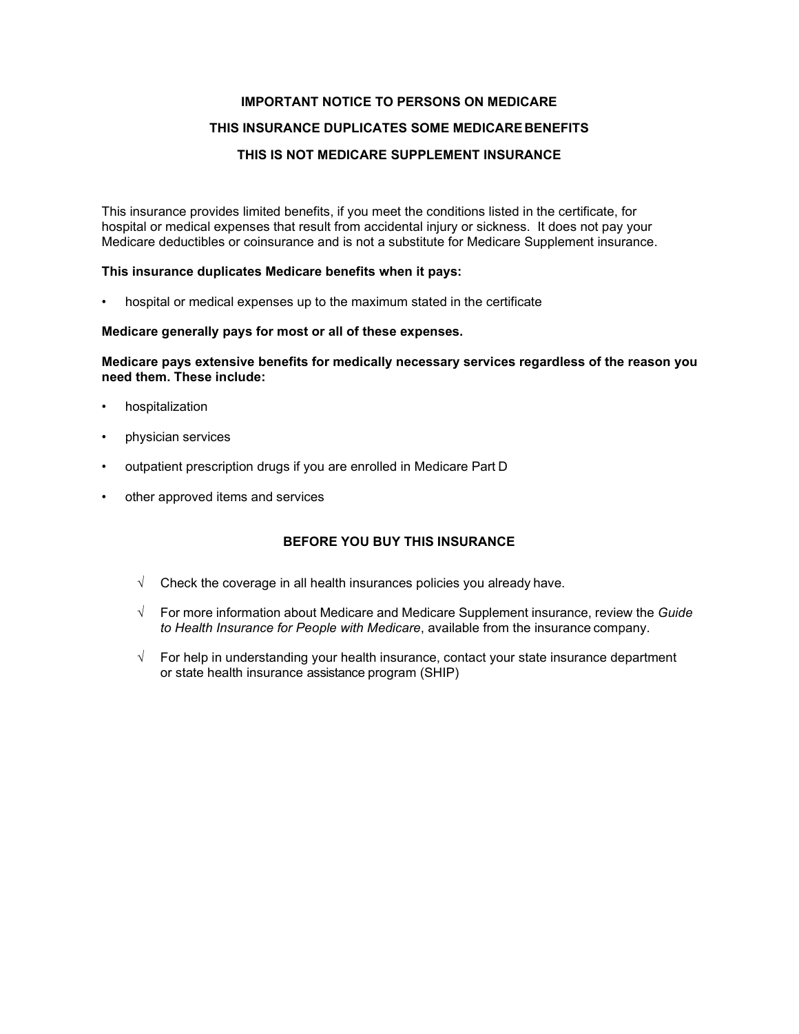**IMPORTANT NOTICE TO PERSONS ON MEDICARE**

**THIS INSURANCE DUPLICATES SOME MEDICARE BENEFITS**

**THIS IS NOT MEDICARE SUPPLEMENT INSURANCE**

This insurance provides limited benefits, if you meet the conditions listed in the certificate, for hospital or medical expenses that result from accidental injury or sickness. It does not pay your Medicare deductibles or coinsurance and is not a substitute for Medicare Supplement insurance.

**This insurance duplicates Medicare benefits when it pays:**

- hospital or medical expenses up to the maximum stated in the certificate

**Medicare generally pays for most or all of these expenses.**

**Medicare pays extensive benefits for medically necessary services regardless of the reason you need them. These include:**

- hospitalization
- physician services
- outpatient prescription drugs if you are enrolled in Medicare Part D
- other approved items and services

**BEFORE YOU BUY THIS INSURANCE**

√ Check the coverage in all health insurances policies you already have.

√ For more information about Medicare and Medicare Supplement insurance, review the *Guide to Health Insurance for People with Medicare*, available from the insurance company.

√ For help in understanding your health insurance, contact your state insurance department or state health insurance assistance program (SHIP)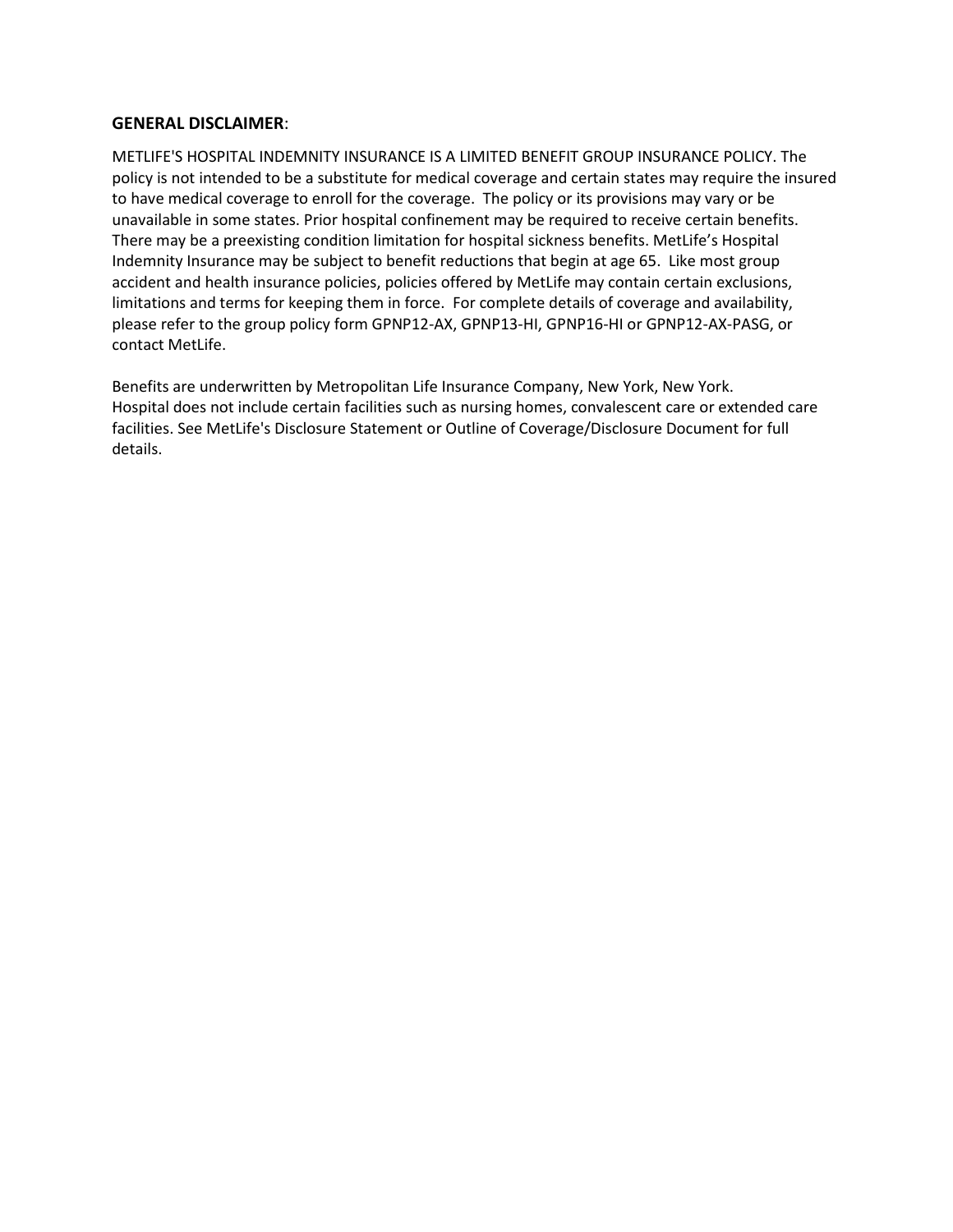**GENERAL DISCLAIMER**:

METLIFE'S HOSPITAL INDEMNITY INSURANCE IS A LIMITED BENEFIT GROUP INSURANCE POLICY. The policy is not intended to be a substitute for medical coverage and certain states may require the insured to have medical coverage to enroll for the coverage. The policy or its provisions may vary or be unavailable in some states. Prior hospital confinement may be required to receive certain benefits. There may be a preexisting condition limitation for hospital sickness benefits. MetLife's Hospital Indemnity Insurance may be subject to benefit reductions that begin at age 65. Like most group accident and health insurance policies, policies offered by MetLife may contain certain exclusions, limitations and terms for keeping them in force. For complete details of coverage and availability, please refer to the group policy form GPNP12-AX, GPNP13-HI, GPNP16-HI or GPNP12-AX-PASG, or contact MetLife.

Benefits are underwritten by Metropolitan Life Insurance Company, New York, New York.
Hospital does not include certain facilities such as nursing homes, convalescent care or extended care facilities. See MetLife's Disclosure Statement or Outline of Coverage/Disclosure Document for full details.